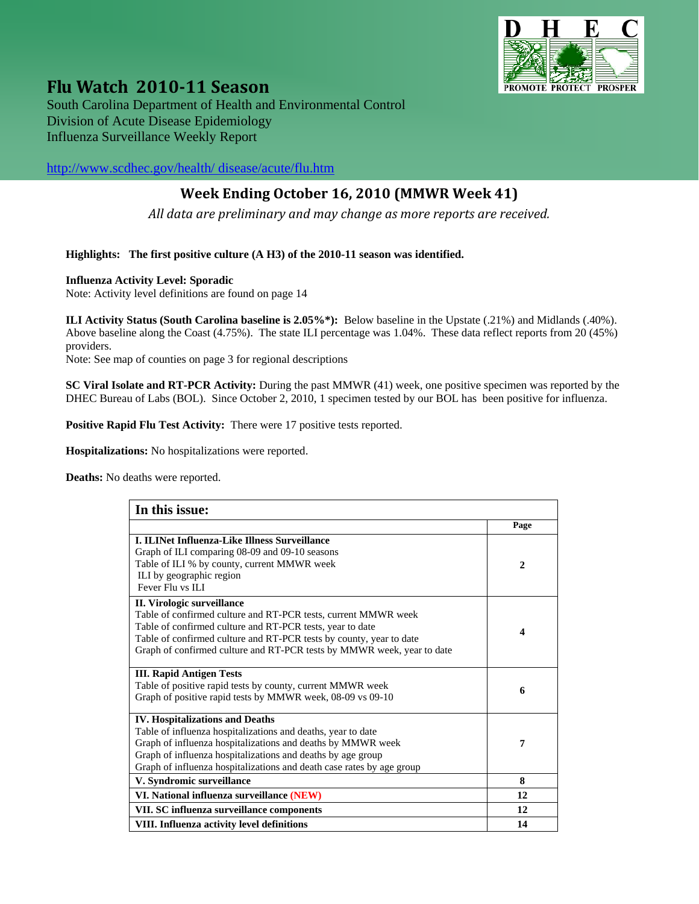# Flu Watch 2010-11 Season

South Carolina Department of Health and Environmental Control
Division of Acute Disease Epidemiology
Influenza Surveillance Weekly Report

http://www.scdhec.gov/health/ disease/acute/flu.htm

## Week Ending October 16, 2010 (MMWR Week 41)

*All data are preliminary and may change as more reports are received.*

**Highlights: The first positive culture (A H3) of the 2010-11 season was identified.**

**Influenza Activity Level: Sporadic**
Note: Activity level definitions are found on page 14

**ILI Activity Status (South Carolina baseline is 2.05%*):** Below baseline in the Upstate (.21%) and Midlands (.40%). Above baseline along the Coast (4.75%). The state ILI percentage was 1.04%. These data reflect reports from 20 (45%) providers.
Note: See map of counties on page 3 for regional descriptions

**SC Viral Isolate and RT-PCR Activity:** During the past MMWR (41) week, one positive specimen was reported by the DHEC Bureau of Labs (BOL). Since October 2, 2010, 1 specimen tested by our BOL has been positive for influenza.

**Positive Rapid Flu Test Activity:** There were 17 positive tests reported.

**Hospitalizations:** No hospitalizations were reported.

**Deaths:** No deaths were reported.

| In this issue: | |
|---|---|
| | **Page** |
| **I. ILINet Influenza-Like Illness Surveillance**<br>Graph of ILI comparing 08-09 and 09-10 seasons<br>Table of ILI % by county, current MMWR week<br>ILI by geographic region<br>Fever Flu vs ILI | **2** |
| **II. Virologic surveillance**<br>Table of confirmed culture and RT-PCR tests, current MMWR week<br>Table of confirmed culture and RT-PCR tests, year to date<br>Table of confirmed culture and RT-PCR tests by county, year to date<br>Graph of confirmed culture and RT-PCR tests by MMWR week, year to date | **4** |
| **III. Rapid Antigen Tests**<br>Table of positive rapid tests by county, current MMWR week<br>Graph of positive rapid tests by MMWR week, 08-09 vs 09-10 | **6** |
| **IV. Hospitalizations and Deaths**<br>Table of influenza hospitalizations and deaths, year to date<br>Graph of influenza hospitalizations and deaths by MMWR week<br>Graph of influenza hospitalizations and deaths by age group<br>Graph of influenza hospitalizations and death case rates by age group | **7** |
| **V. Syndromic surveillance** | **8** |
| **VI. National influenza surveillance (NEW)** | **12** |
| **VII. SC influenza surveillance components** | **12** |
| **VIII. Influenza activity level definitions** | **14** |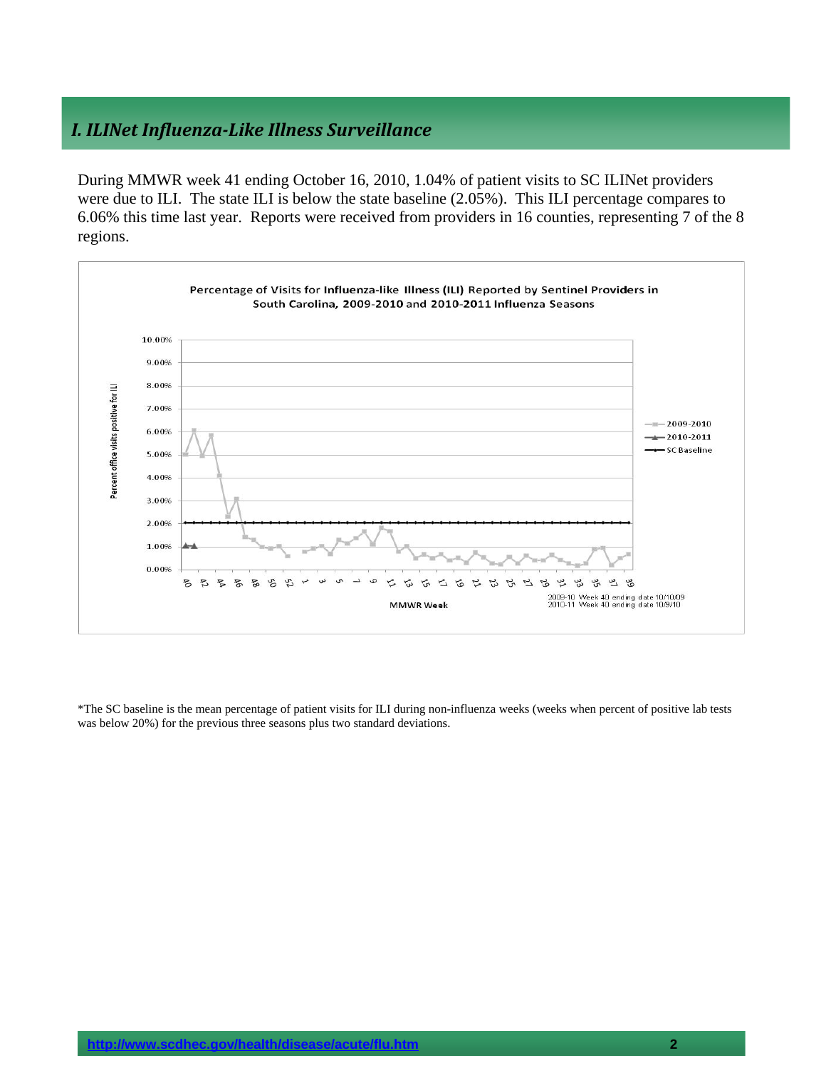## *I. ILINet Influenza-Like Illness Surveillance*

During MMWR week 41 ending October 16, 2010, 1.04% of patient visits to SC ILINet providers were due to ILI. The state ILI is below the state baseline (2.05%). This ILI percentage compares to 6.06% this time last year. Reports were received from providers in 16 counties, representing 7 of the 8 regions.

Percentage of Visits for Influenza-like Illness (ILI) Reported by Sentinel Providers in South Carolina, 2009-2010 and 2010-2011 Influenza Seasons

2009-10 Week 40 ending date 10/10/09
2010-11 Week 40 ending date 10/9/10

*The SC baseline is the mean percentage of patient visits for ILI during non-influenza weeks (weeks when percent of positive lab tests was below 20%) for the previous three seasons plus two standard deviations.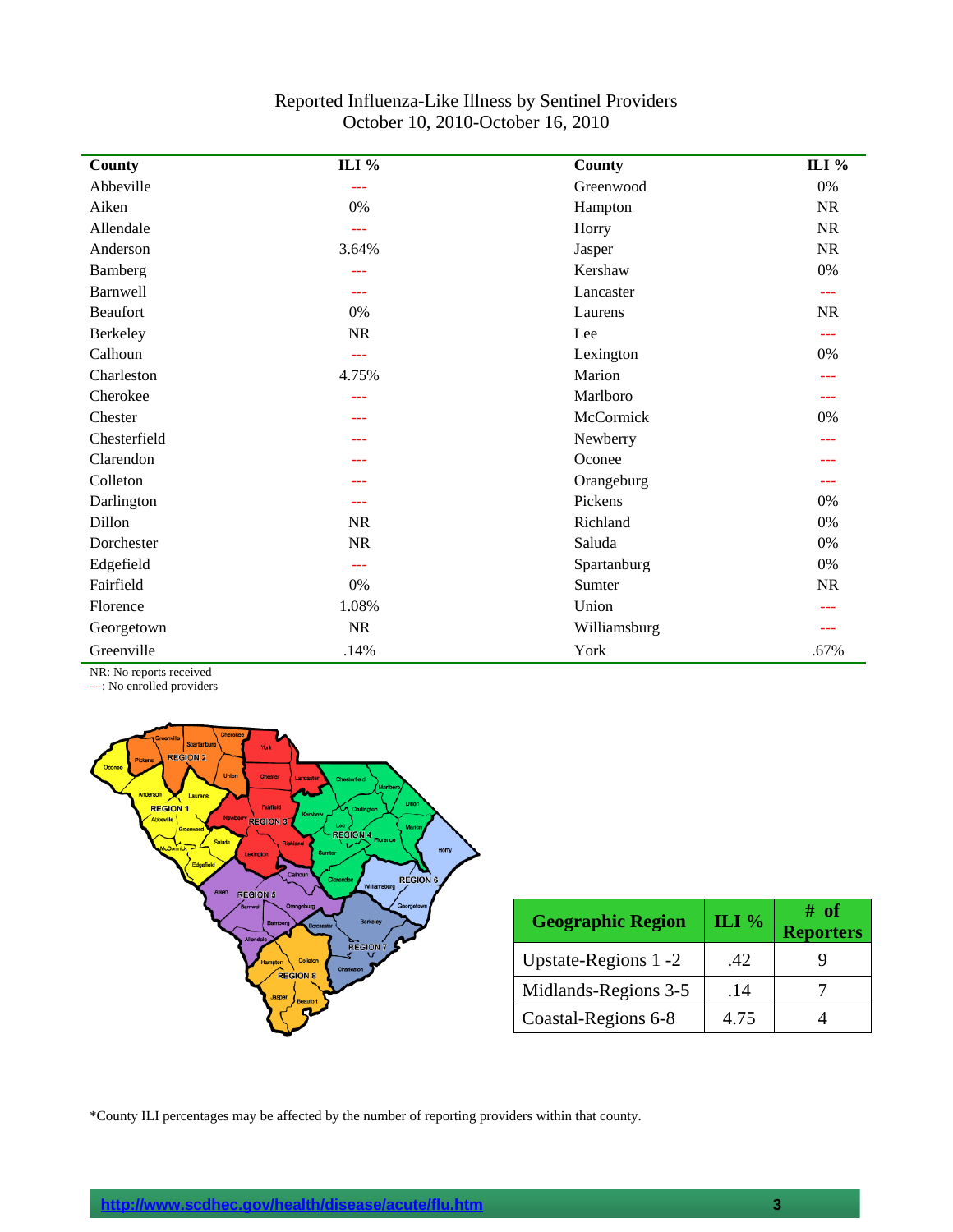Reported Influenza-Like Illness by Sentinel Providers
October 10, 2010-October 16, 2010

| County | ILI % | County | ILI % |
|---|---|---|---|
| Abbeville | --- | Greenwood | 0% |
| Aiken | 0% | Hampton | NR |
| Allendale | --- | Horry | NR |
| Anderson | 3.64% | Jasper | NR |
| Bamberg | --- | Kershaw | 0% |
| Barnwell | --- | Lancaster | --- |
| Beaufort | 0% | Laurens | NR |
| Berkeley | NR | Lee | --- |
| Calhoun | --- | Lexington | 0% |
| Charleston | 4.75% | Marion | --- |
| Cherokee | --- | Marlboro | --- |
| Chester | --- | McCormick | 0% |
| Chesterfield | --- | Newberry | --- |
| Clarendon | --- | Oconee | --- |
| Colleton | --- | Orangeburg | --- |
| Darlington | --- | Pickens | 0% |
| Dillon | NR | Richland | 0% |
| Dorchester | NR | Saluda | 0% |
| Edgefield | --- | Spartanburg | 0% |
| Fairfield | 0% | Sumter | NR |
| Florence | 1.08% | Union | --- |
| Georgetown | NR | Williamsburg | --- |
| Greenville | .14% | York | .67% |

NR: No reports received
---: No enrolled providers

| Geographic Region | ILI % | # of Reporters |
|---|---|---|
| Upstate-Regions 1 -2 | .42 | 9 |
| Midlands-Regions 3-5 | .14 | 7 |
| Coastal-Regions 6-8 | 4.75 | 4 |

*County ILI percentages may be affected by the number of reporting providers within that county.

http://www.scdhec.gov/health/disease/acute/flu.htm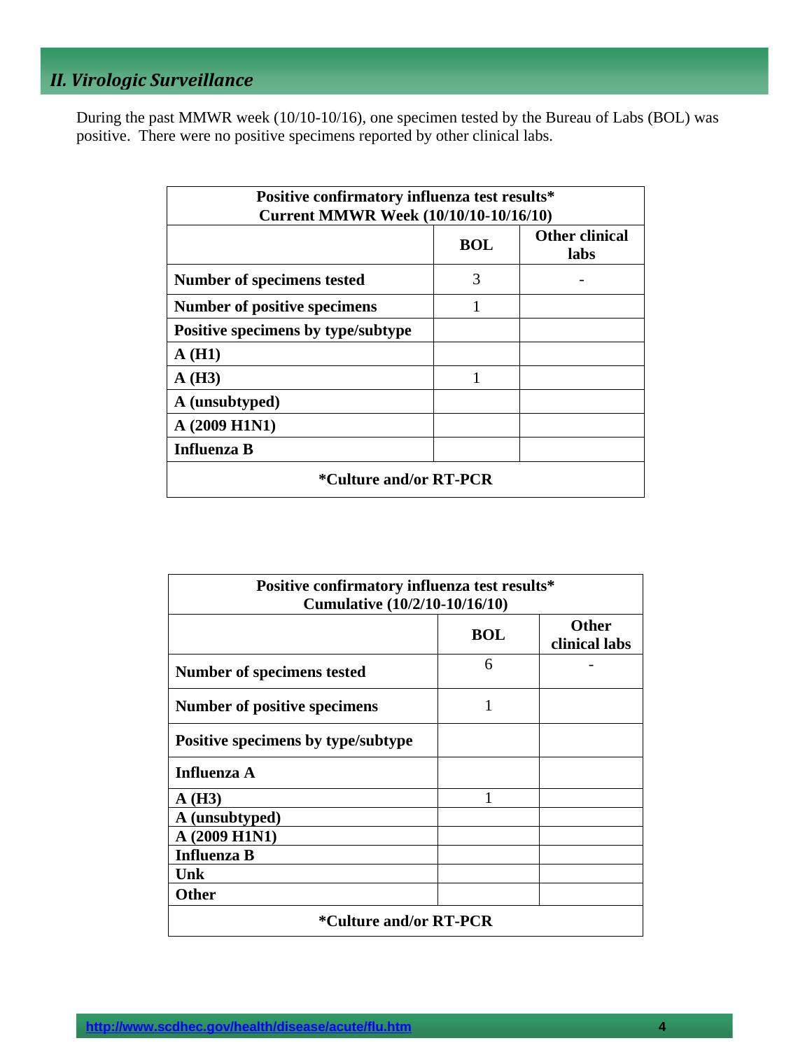## *II. Virologic Surveillance*

During the past MMWR week (10/10-10/16), one specimen tested by the Bureau of Labs (BOL) was positive. There were no positive specimens reported by other clinical labs.

| **Positive confirmatory influenza test results\*<br>Current MMWR Week (10/10/10-10/16/10)** | | |
|---|---|---|
| | **BOL** | **Other clinical labs** |
| **Number of specimens tested** | 3 | - |
| **Number of positive specimens** | 1 | |
| **Positive specimens by type/subtype** | | |
| **A (H1)** | | |
| **A (H3)** | 1 | |
| **A (unsubtyped)** | | |
| **A (2009 H1N1)** | | |
| **Influenza B** | | |
| **\*Culture and/or RT-PCR** | | |

| **Positive confirmatory influenza test results\*<br>Cumulative (10/2/10-10/16/10)** | | |
|---|---|---|
| | **BOL** | **Other clinical labs** |
| **Number of specimens tested** | 6 | - |
| **Number of positive specimens** | 1 | |
| **Positive specimens by type/subtype** | | |
| **Influenza A** | | |
| **A (H3)** | 1 | |
| **A (unsubtyped)** | | |
| **A (2009 H1N1)** | | |
| **Influenza B** | | |
| **Unk** | | |
| **Other** | | |
| **\*Culture and/or RT-PCR** | | |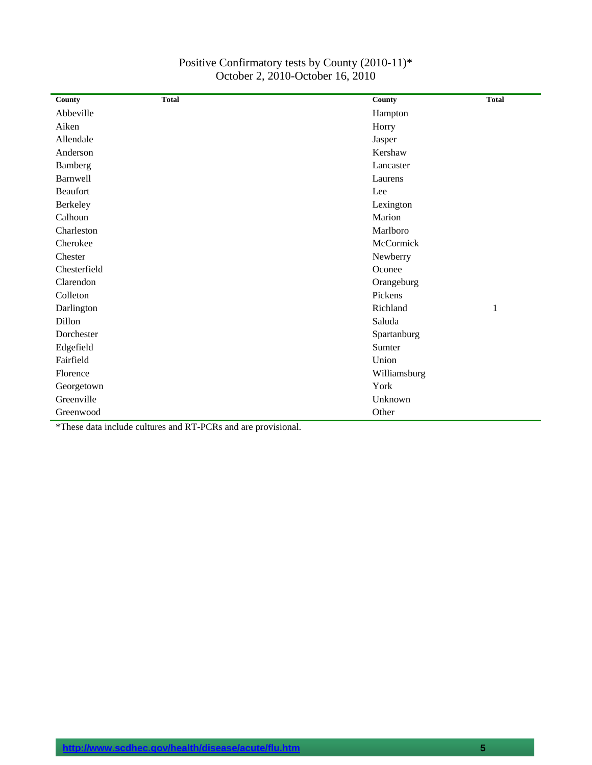Positive Confirmatory tests by County (2010-11)*
October 2, 2010-October 16, 2010

| County | Total | County | Total |
|---|---|---|---|
| Abbeville | | Hampton | |
| Aiken | | Horry | |
| Allendale | | Jasper | |
| Anderson | | Kershaw | |
| Bamberg | | Lancaster | |
| Barnwell | | Laurens | |
| Beaufort | | Lee | |
| Berkeley | | Lexington | |
| Calhoun | | Marion | |
| Charleston | | Marlboro | |
| Cherokee | | McCormick | |
| Chester | | Newberry | |
| Chesterfield | | Oconee | |
| Clarendon | | Orangeburg | |
| Colleton | | Pickens | |
| Darlington | | Richland | 1 |
| Dillon | | Saluda | |
| Dorchester | | Spartanburg | |
| Edgefield | | Sumter | |
| Fairfield | | Union | |
| Florence | | Williamsburg | |
| Georgetown | | York | |
| Greenville | | Unknown | |
| Greenwood | | Other | |

*These data include cultures and RT-PCRs and are provisional.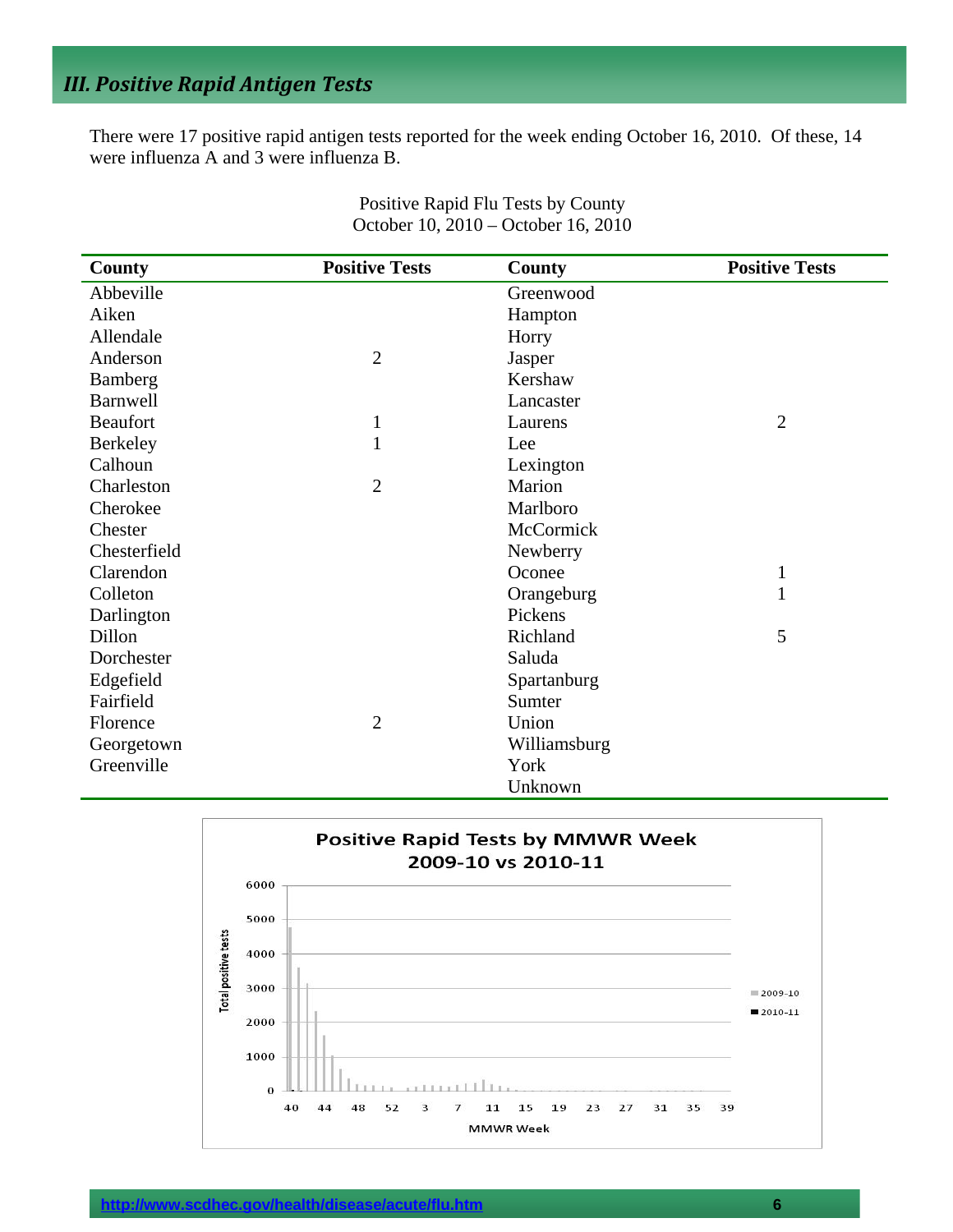# III. Positive Rapid Antigen Tests

There were 17 positive rapid antigen tests reported for the week ending October 16, 2010. Of these, 14 were influenza A and 3 were influenza B.

Positive Rapid Flu Tests by County
October 10, 2010 – October 16, 2010

| County | Positive Tests | County | Positive Tests |
|---|---|---|---|
| Abbeville | | Greenwood | |
| Aiken | | Hampton | |
| Allendale | | Horry | |
| Anderson | 2 | Jasper | |
| Bamberg | | Kershaw | |
| Barnwell | | Lancaster | |
| Beaufort | 1 | Laurens | 2 |
| Berkeley | 1 | Lee | |
| Calhoun | | Lexington | |
| Charleston | 2 | Marion | |
| Cherokee | | Marlboro | |
| Chester | | McCormick | |
| Chesterfield | | Newberry | |
| Clarendon | | Oconee | 1 |
| Colleton | | Orangeburg | 1 |
| Darlington | | Pickens | |
| Dillon | | Richland | 5 |
| Dorchester | | Saluda | |
| Edgefield | | Spartanburg | |
| Fairfield | | Sumter | |
| Florence | 2 | Union | |
| Georgetown | | Williamsburg | |
| Greenville | | York | |
| | | Unknown | |

**Positive Rapid Tests by MMWR Week**
**2009-10 vs 2010-11**

Total positive tests

MMWR Week

2009-10
2010-11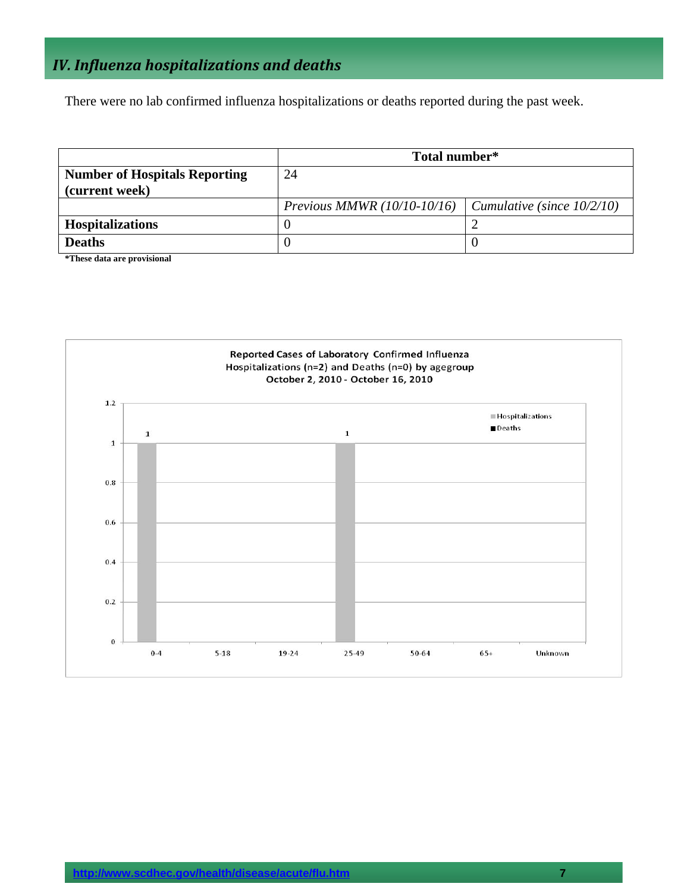## IV. Influenza hospitalizations and deaths

There were no lab confirmed influenza hospitalizations or deaths reported during the past week.

| | Total number* | |
|---|---|---|
| **Number of Hospitals Reporting (current week)** | 24 | |
| | *Previous MMWR (10/10-10/16)* | *Cumulative (since 10/2/10)* |
| **Hospitalizations** | 0 | 2 |
| **Deaths** | 0 | 0 |

**\*These data are provisional**

Reported Cases of Laboratory Confirmed Influenza Hospitalizations (n=2) and Deaths (n=0) by agegroup October 2, 2010 - October 16, 2010

| Age group | Hospitalizations | Deaths |
|---|---|---|
| 0-4 | 1 | |
| 5-18 | | |
| 19-24 | | |
| 25-49 | 1 | |
| 50-64 | | |
| 65+ | | |
| Unknown | | |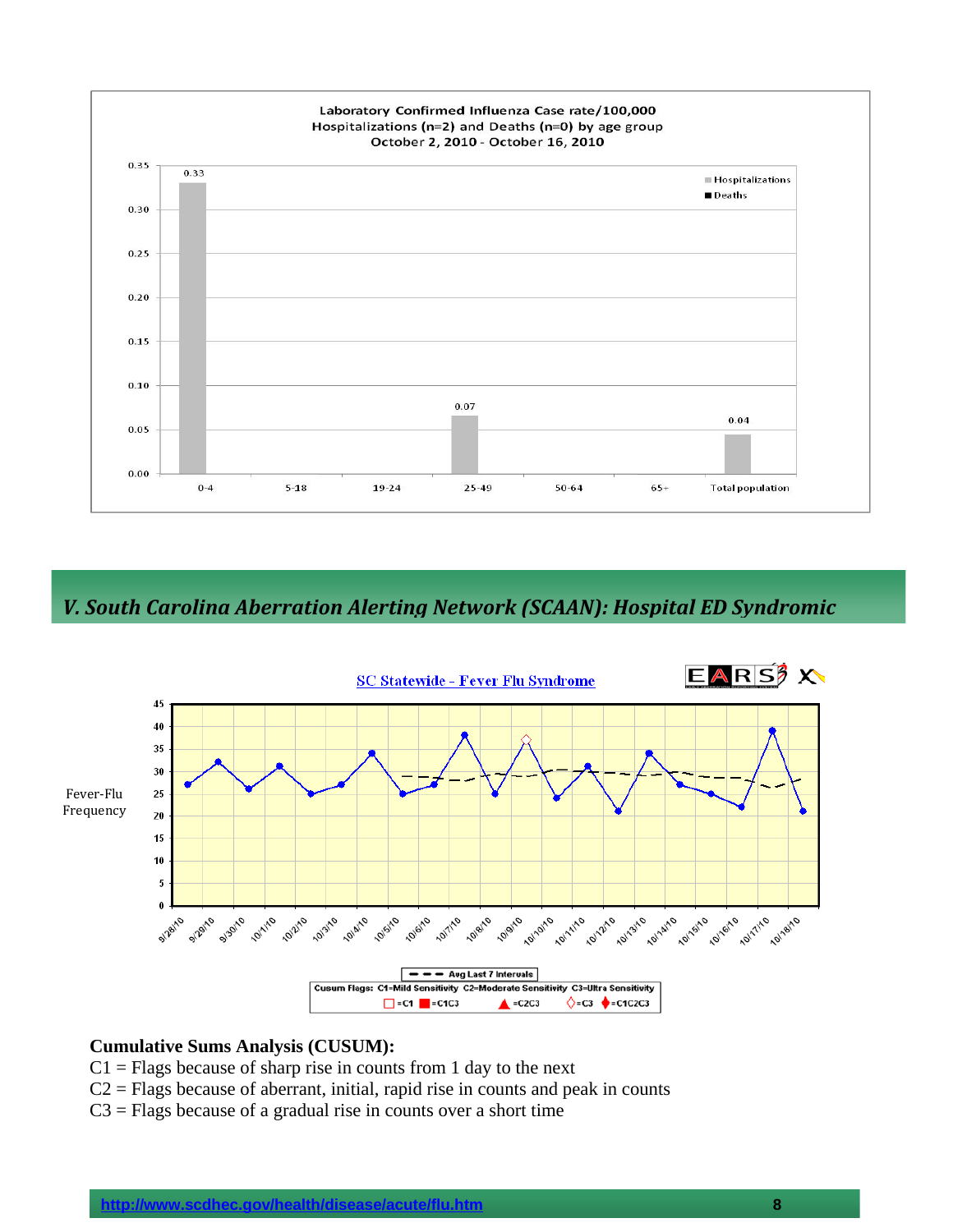**Laboratory Confirmed Influenza Case rate/100,000**
**Hospitalizations (n=2) and Deaths (n=0) by age group**
**October 2, 2010 - October 16, 2010**

| Age group | Hospitalizations | Deaths |
|---|---|---|
| 0-4 | 0.33 | |
| 5-18 | | |
| 19-24 | | |
| 25-49 | 0.07 | |
| 50-64 | | |
| 65+ | | |
| Total population | 0.04 | |

## *V. South Carolina Aberration Alerting Network (SCAAN): Hospital ED Syndromic*

**SC Statewide - Fever Flu Syndrome**

Fever-Flu Frequency

Avg Last 7 Intervals

Cusum Flags: C1=Mild Sensitivity C2=Moderate Sensitivity C3=Ultra Sensitivity

=C1 =C1C3 =C2C3 =C3 =C1C2C3

**Cumulative Sums Analysis (CUSUM):**

C1 = Flags because of sharp rise in counts from 1 day to the next

C2 = Flags because of aberrant, initial, rapid rise in counts and peak in counts

C3 = Flags because of a gradual rise in counts over a short time

http://www.scdhec.gov/health/disease/acute/flu.htm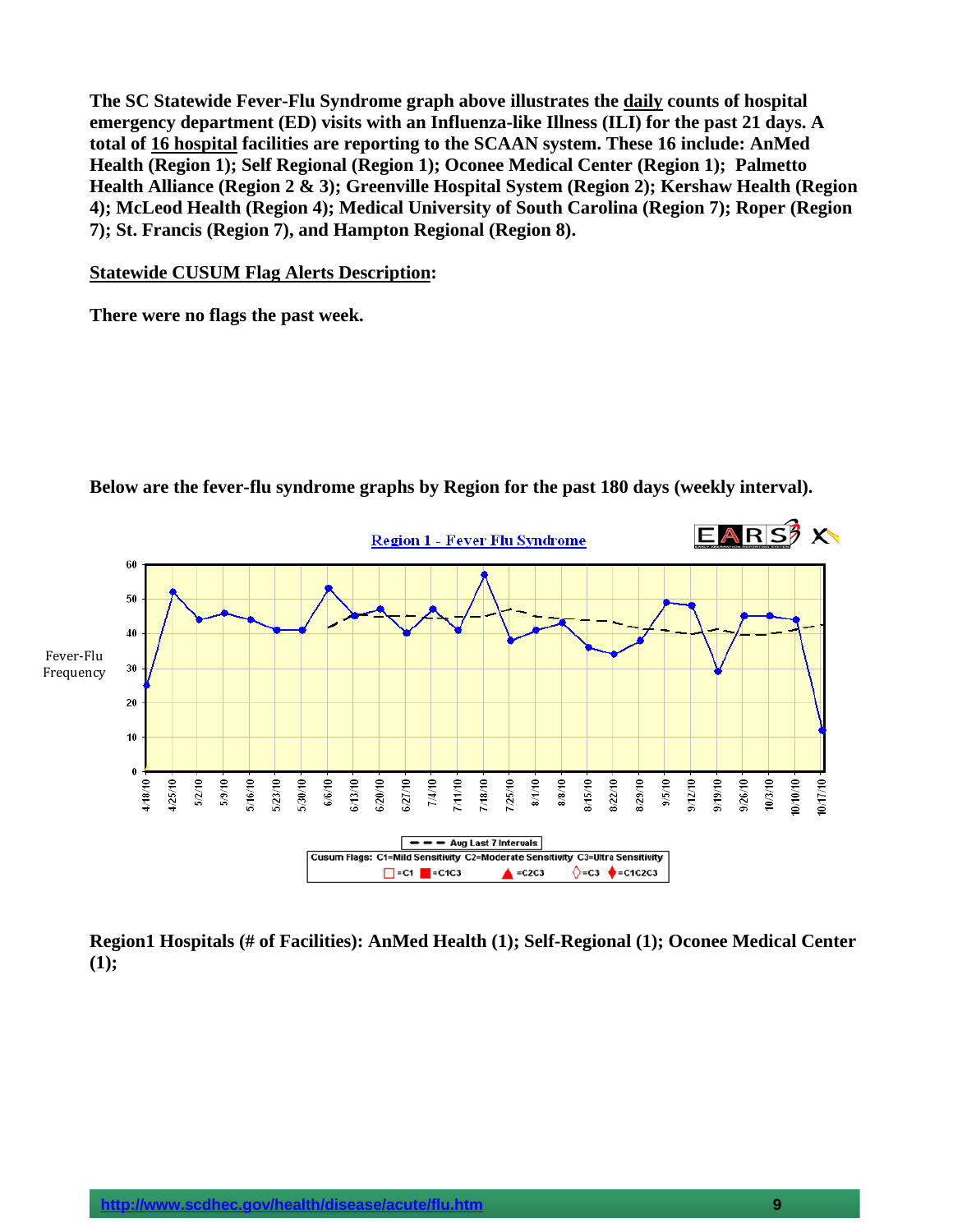**The SC Statewide Fever-Flu Syndrome graph above illustrates the daily counts of hospital emergency department (ED) visits with an Influenza-like Illness (ILI) for the past 21 days. A total of 16 hospital facilities are reporting to the SCAAN system. These 16 include: AnMed Health (Region 1); Self Regional (Region 1); Oconee Medical Center (Region 1); Palmetto Health Alliance (Region 2 & 3); Greenville Hospital System (Region 2); Kershaw Health (Region 4); McLeod Health (Region 4); Medical University of South Carolina (Region 7); Roper (Region 7); St. Francis (Region 7), and Hampton Regional (Region 8).**

**Statewide CUSUM Flag Alerts Description:**

**There were no flags the past week.**

**Below are the fever-flu syndrome graphs by Region for the past 180 days (weekly interval).**

Region 1 - Fever Flu Syndrome

Fever-Flu Frequency

Aug Last 7 Intervals

Cusum Flags: C1=Mild Sensitivity C2=Moderate Sensitivity C3=Ultra Sensitivity

=C1 =C1C3 =C2C3 =C3 =C1C2C3

**Region1 Hospitals (# of Facilities): AnMed Health (1); Self-Regional (1); Oconee Medical Center (1);**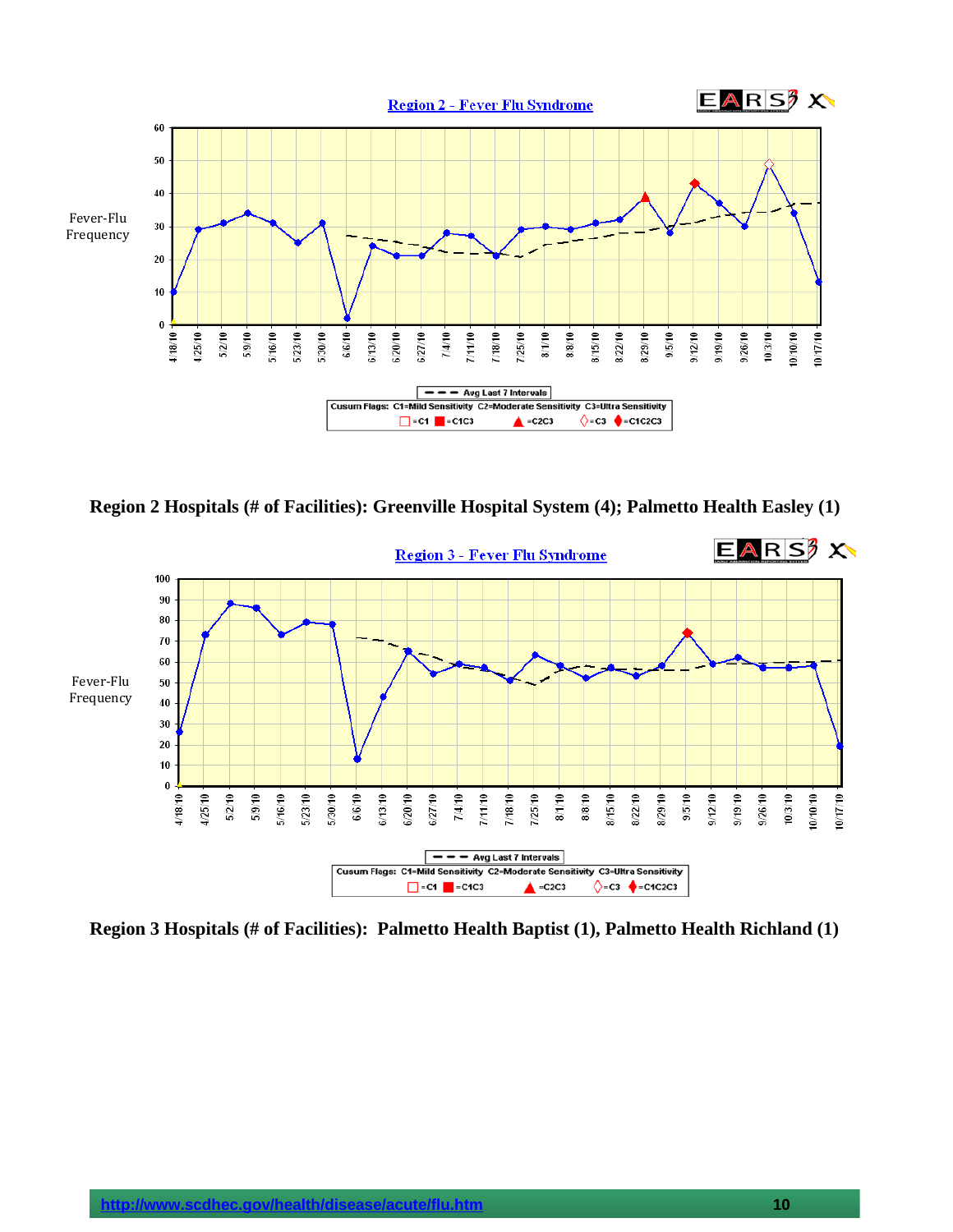Region 2 - Fever Flu Syndrome

Region 2 Hospitals (# of Facilities): Greenville Hospital System (4); Palmetto Health Easley (1)

Region 3 - Fever Flu Syndrome

Region 3 Hospitals (# of Facilities): Palmetto Health Baptist (1), Palmetto Health Richland (1)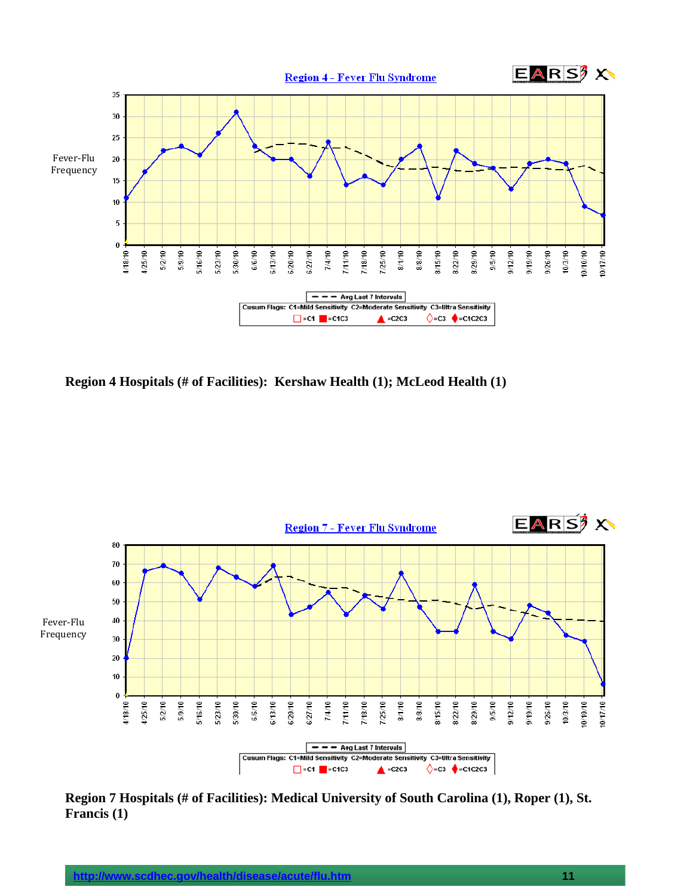Region 4 - Fever Flu Syndrome

Region 4 Hospitals (# of Facilities): Kershaw Health (1); McLeod Health (1)

Region 7 - Fever Flu Syndrome

**Region 7 Hospitals (# of Facilities): Medical University of South Carolina (1), Roper (1), St. Francis (1)**

http://www.scdhec.gov/health/disease/acute/flu.htm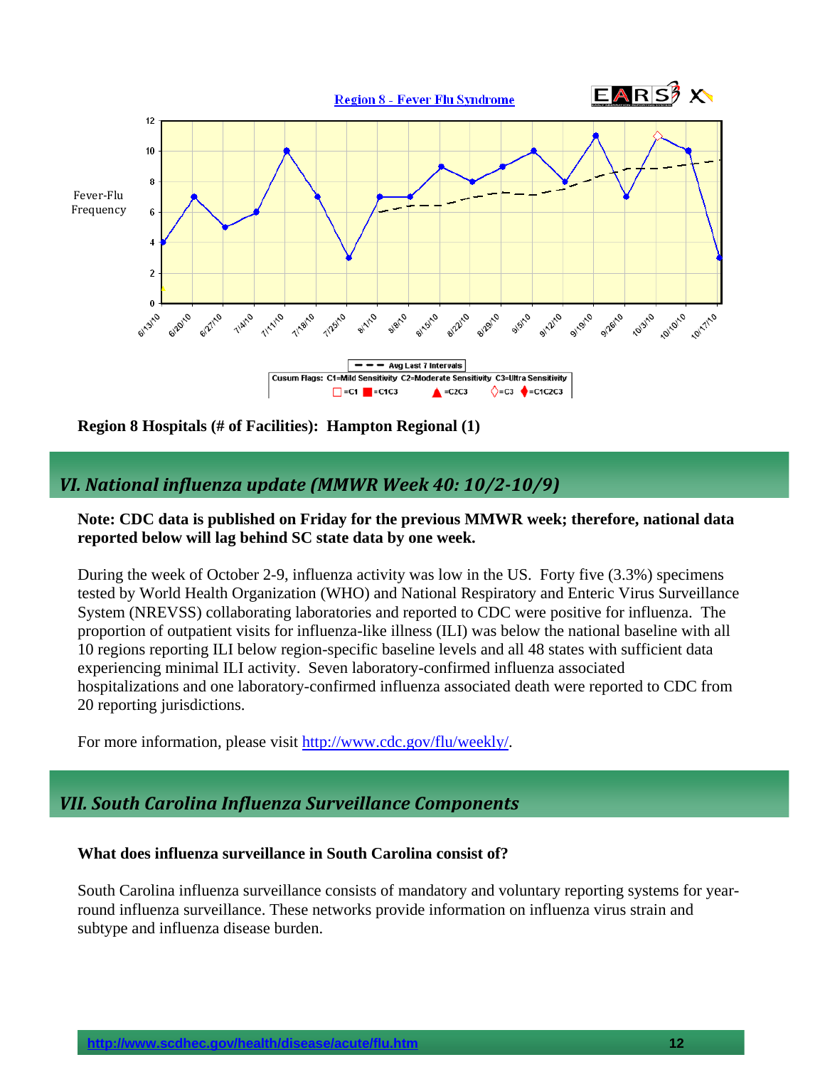Region 8 - Fever Flu Syndrome

Region 8 Hospitals (# of Facilities): Hampton Regional (1)

## VI. National influenza update (MMWR Week 40: 10/2-10/9)

**Note: CDC data is published on Friday for the previous MMWR week; therefore, national data reported below will lag behind SC state data by one week.**

During the week of October 2-9, influenza activity was low in the US. Forty five (3.3%) specimens tested by World Health Organization (WHO) and National Respiratory and Enteric Virus Surveillance System (NREVSS) collaborating laboratories and reported to CDC were positive for influenza. The proportion of outpatient visits for influenza-like illness (ILI) was below the national baseline with all 10 regions reporting ILI below region-specific baseline levels and all 48 states with sufficient data experiencing minimal ILI activity. Seven laboratory-confirmed influenza associated hospitalizations and one laboratory-confirmed influenza associated death were reported to CDC from 20 reporting jurisdictions.

For more information, please visit http://www.cdc.gov/flu/weekly/.

## VII. South Carolina Influenza Surveillance Components

**What does influenza surveillance in South Carolina consist of?**

South Carolina influenza surveillance consists of mandatory and voluntary reporting systems for year-round influenza surveillance. These networks provide information on influenza virus strain and subtype and influenza disease burden.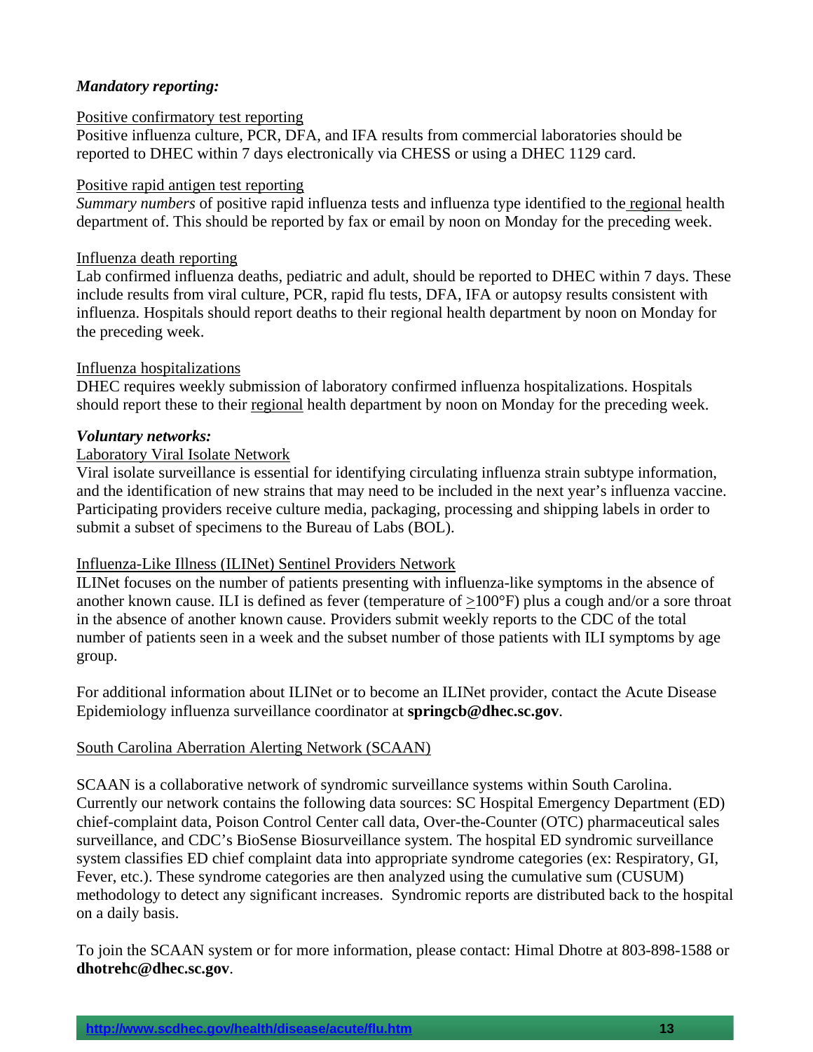***Mandatory reporting:***

Positive confirmatory test reporting
Positive influenza culture, PCR, DFA, and IFA results from commercial laboratories should be reported to DHEC within 7 days electronically via CHESS or using a DHEC 1129 card.

Positive rapid antigen test reporting
*Summary numbers* of positive rapid influenza tests and influenza type identified to the regional health department of. This should be reported by fax or email by noon on Monday for the preceding week.

Influenza death reporting
Lab confirmed influenza deaths, pediatric and adult, should be reported to DHEC within 7 days. These include results from viral culture, PCR, rapid flu tests, DFA, IFA or autopsy results consistent with influenza. Hospitals should report deaths to their regional health department by noon on Monday for the preceding week.

Influenza hospitalizations
DHEC requires weekly submission of laboratory confirmed influenza hospitalizations. Hospitals should report these to their regional health department by noon on Monday for the preceding week.

***Voluntary networks:***

Laboratory Viral Isolate Network
Viral isolate surveillance is essential for identifying circulating influenza strain subtype information, and the identification of new strains that may need to be included in the next year's influenza vaccine. Participating providers receive culture media, packaging, processing and shipping labels in order to submit a subset of specimens to the Bureau of Labs (BOL).

Influenza-Like Illness (ILINet) Sentinel Providers Network
ILINet focuses on the number of patients presenting with influenza-like symptoms in the absence of another known cause. ILI is defined as fever (temperature of ≥100°F) plus a cough and/or a sore throat in the absence of another known cause. Providers submit weekly reports to the CDC of the total number of patients seen in a week and the subset number of those patients with ILI symptoms by age group.

For additional information about ILINet or to become an ILINet provider, contact the Acute Disease Epidemiology influenza surveillance coordinator at **springcb@dhec.sc.gov**.

South Carolina Aberration Alerting Network (SCAAN)

SCAAN is a collaborative network of syndromic surveillance systems within South Carolina. Currently our network contains the following data sources: SC Hospital Emergency Department (ED) chief-complaint data, Poison Control Center call data, Over-the-Counter (OTC) pharmaceutical sales surveillance, and CDC's BioSense Biosurveillance system. The hospital ED syndromic surveillance system classifies ED chief complaint data into appropriate syndrome categories (ex: Respiratory, GI, Fever, etc.). These syndrome categories are then analyzed using the cumulative sum (CUSUM) methodology to detect any significant increases. Syndromic reports are distributed back to the hospital on a daily basis.

To join the SCAAN system or for more information, please contact: Himal Dhotre at 803-898-1588 or **dhotrehc@dhec.sc.gov**.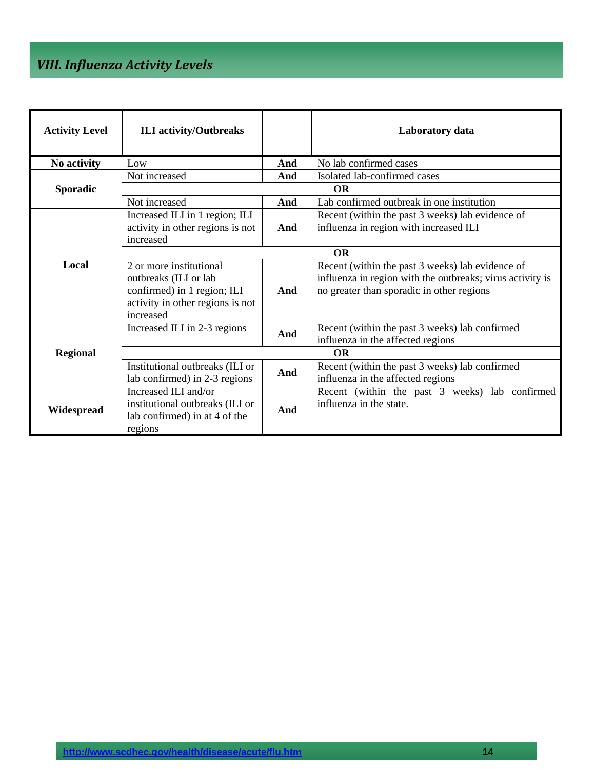## VIII. Influenza Activity Levels

| Activity Level | ILI activity/Outbreaks | | Laboratory data |
|---|---|---|---|
| **No activity** | Low | **And** | No lab confirmed cases |
| **Sporadic** | Not increased | **And** | Isolated lab-confirmed cases |
| | | **OR** | |
| | Not increased | **And** | Lab confirmed outbreak in one institution |
| **Local** | Increased ILI in 1 region; ILI activity in other regions is not increased | **And** | Recent (within the past 3 weeks) lab evidence of influenza in region with increased ILI |
| | | **OR** | |
| | 2 or more institutional outbreaks (ILI or lab confirmed) in 1 region; ILI activity in other regions is not increased | **And** | Recent (within the past 3 weeks) lab evidence of influenza in region with the outbreaks; virus activity is no greater than sporadic in other regions |
| **Regional** | Increased ILI in 2-3 regions | **And** | Recent (within the past 3 weeks) lab confirmed influenza in the affected regions |
| | | **OR** | |
| | Institutional outbreaks (ILI or lab confirmed) in 2-3 regions | **And** | Recent (within the past 3 weeks) lab confirmed influenza in the affected regions |
| **Widespread** | Increased ILI and/or institutional outbreaks (ILI or lab confirmed) in at 4 of the regions | **And** | Recent (within the past 3 weeks) lab confirmed influenza in the state. |